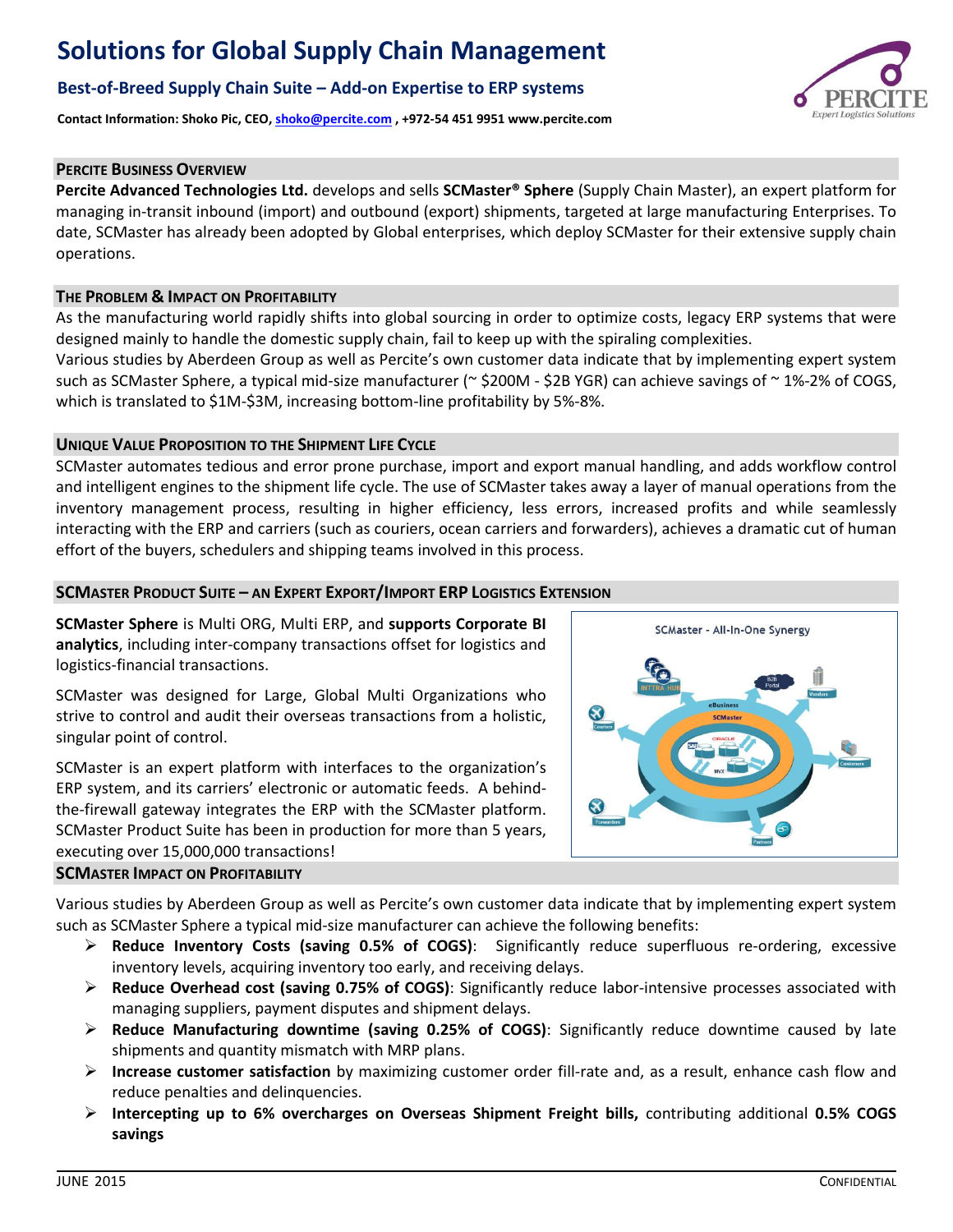# Solutions for Global Supply Chain Management

## Best-of-Breed Supply Chain Suite – Add-on Expertise to ERP systems

**Contact Information: Shoko Pic, CEO, shoko@percite.com , +972-54 451 9951 www.percite.com**

### PERCITE BUSINESS OVERVIEW

**Percite Advanced Technologies Ltd.** develops and sells **SCMaster® Sphere** (Supply Chain Master), an expert platform for managing in-transit inbound (import) and outbound (export) shipments, targeted at large manufacturing Enterprises. To date, SCMaster has already been adopted by Global enterprises, which deploy SCMaster for their extensive supply chain operations.

### THE PROBLEM & IMPACT ON PROFITABILITY

As the manufacturing world rapidly shifts into global sourcing in order to optimize costs, legacy ERP systems that were designed mainly to handle the domestic supply chain, fail to keep up with the spiraling complexities.

Various studies by Aberdeen Group as well as Percite's own customer data indicate that by implementing expert system such as SCMaster Sphere, a typical mid-size manufacturer (~ $200M - $2B YGR) can achieve savings of ~ 1%-2% of COGS, which is translated to $1M-$3M, increasing bottom-line profitability by 5%-8%.

### UNIQUE VALUE PROPOSITION TO THE SHIPMENT LIFE CYCLE

SCMaster automates tedious and error prone purchase, import and export manual handling, and adds workflow control and intelligent engines to the shipment life cycle. The use of SCMaster takes away a layer of manual operations from the inventory management process, resulting in higher efficiency, less errors, increased profits and while seamlessly interacting with the ERP and carriers (such as couriers, ocean carriers and forwarders), achieves a dramatic cut of human effort of the buyers, schedulers and shipping teams involved in this process.

### SCMASTER PRODUCT SUITE – AN EXPERT EXPORT/IMPORT ERP LOGISTICS EXTENSION

**SCMaster Sphere** is Multi ORG, Multi ERP, and **supports Corporate BI analytics**, including inter-company transactions offset for logistics and logistics-financial transactions.

SCMaster was designed for Large, Global Multi Organizations who strive to control and audit their overseas transactions from a holistic, singular point of control.

SCMaster is an expert platform with interfaces to the organization's ERP system, and its carriers' electronic or automatic feeds. A behind-the-firewall gateway integrates the ERP with the SCMaster platform. SCMaster Product Suite has been in production for more than 5 years, executing over 15,000,000 transactions!

### SCMASTER IMPACT ON PROFITABILITY

Various studies by Aberdeen Group as well as Percite's own customer data indicate that by implementing expert system such as SCMaster Sphere a typical mid-size manufacturer can achieve the following benefits:

- **Reduce Inventory Costs (saving 0.5% of COGS)**: Significantly reduce superfluous re-ordering, excessive inventory levels, acquiring inventory too early, and receiving delays.
- **Reduce Overhead cost (saving 0.75% of COGS)**: Significantly reduce labor-intensive processes associated with managing suppliers, payment disputes and shipment delays.
- **Reduce Manufacturing downtime (saving 0.25% of COGS)**: Significantly reduce downtime caused by late shipments and quantity mismatch with MRP plans.
- **Increase customer satisfaction** by maximizing customer order fill-rate and, as a result, enhance cash flow and reduce penalties and delinquencies.
- **Intercepting up to 6% overcharges on Overseas Shipment Freight bills,** contributing additional **0.5% COGS savings**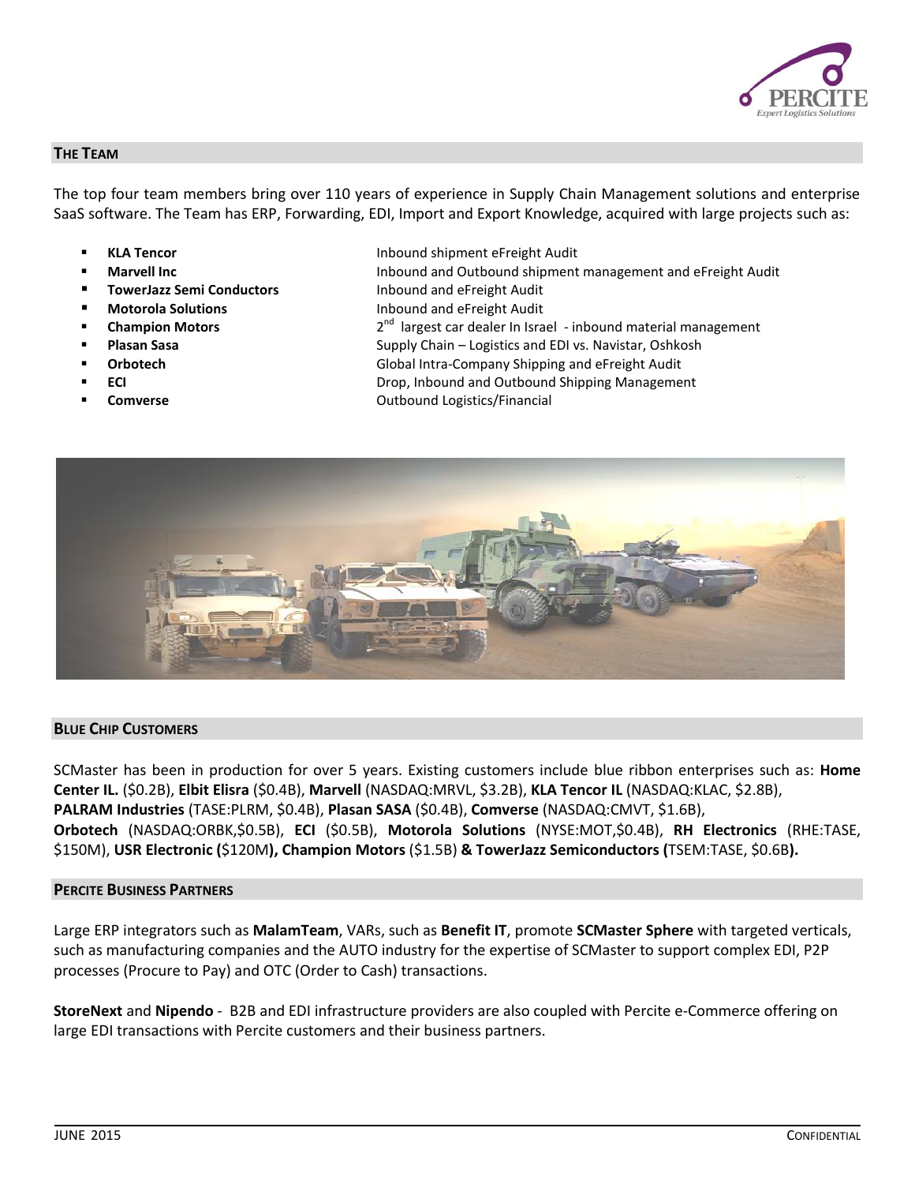## The Team

The top four team members bring over 110 years of experience in Supply Chain Management solutions and enterprise SaaS software. The Team has ERP, Forwarding, EDI, Import and Export Knowledge, acquired with large projects such as:

- **KLA Tencor** — Inbound shipment eFreight Audit
- **Marvell Inc** — Inbound and Outbound shipment management and eFreight Audit
- **TowerJazz Semi Conductors** — Inbound and eFreight Audit
- **Motorola Solutions** — Inbound and eFreight Audit
- **Champion Motors** — 2nd largest car dealer In Israel - inbound material management
- **Plasan Sasa** — Supply Chain – Logistics and EDI vs. Navistar, Oshkosh
- **Orbotech** — Global Intra-Company Shipping and eFreight Audit
- **ECI** — Drop, Inbound and Outbound Shipping Management
- **Comverse** — Outbound Logistics/Financial

## Blue Chip Customers

SCMaster has been in production for over 5 years. Existing customers include blue ribbon enterprises such as: **Home Center IL.** ($0.2B), **Elbit Elisra** ($0.4B), **Marvell** (NASDAQ:MRVL, $3.2B), **KLA Tencor IL** (NASDAQ:KLAC, $2.8B), **PALRAM Industries** (TASE:PLRM, $0.4B), **Plasan SASA** ($0.4B), **Comverse** (NASDAQ:CMVT, $1.6B), **Orbotech** (NASDAQ:ORBK,$0.5B), **ECI** ($0.5B), **Motorola Solutions** (NYSE:MOT,$0.4B), **RH Electronics** (RHE:TASE, $150M), **USR Electronic (**$120M**), Champion Motors** ($1.5B) **& TowerJazz Semiconductors (**TSEM:TASE, $0.6B**).**

## Percite Business Partners

Large ERP integrators such as **MalamTeam**, VARs, such as **Benefit IT**, promote **SCMaster Sphere** with targeted verticals, such as manufacturing companies and the AUTO industry for the expertise of SCMaster to support complex EDI, P2P processes (Procure to Pay) and OTC (Order to Cash) transactions.

**StoreNext** and **Nipendo** - B2B and EDI infrastructure providers are also coupled with Percite e-Commerce offering on large EDI transactions with Percite customers and their business partners.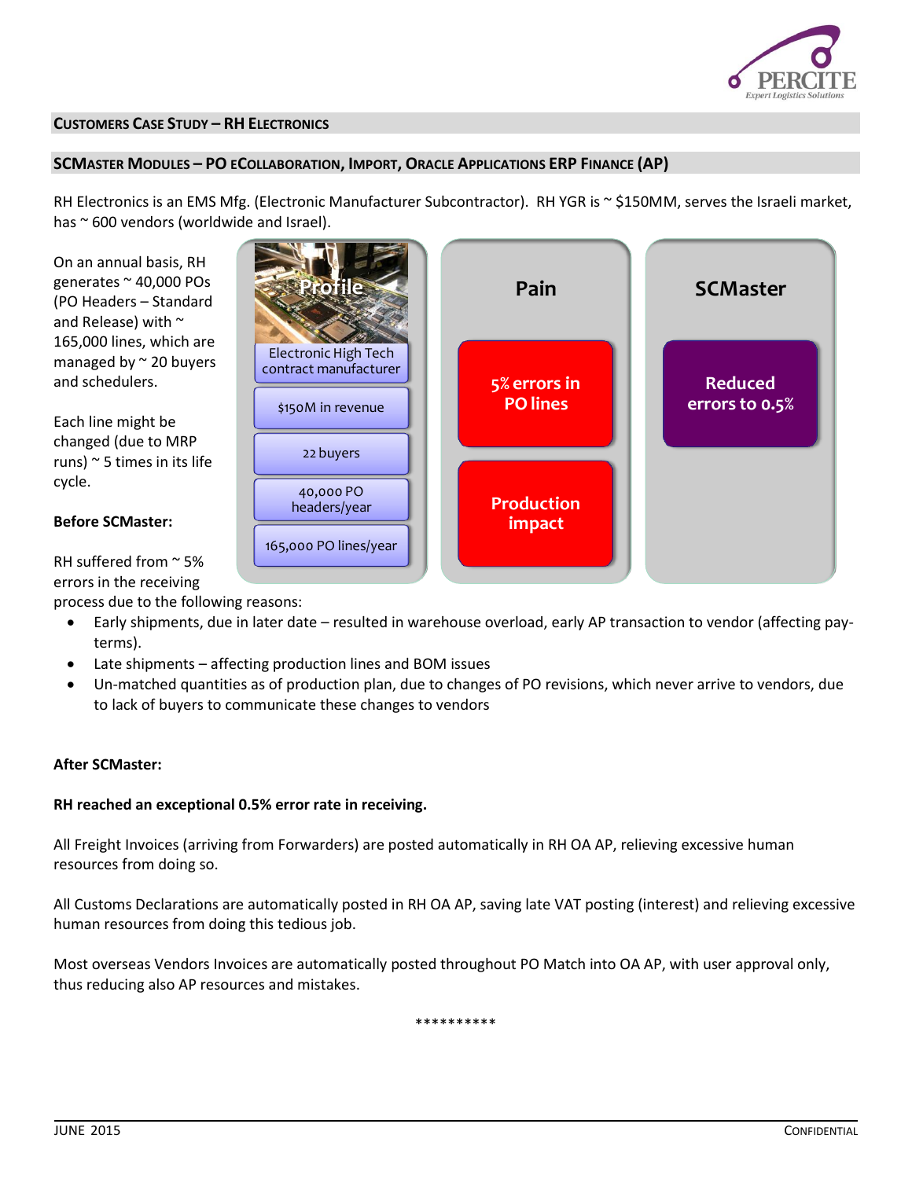## Customers Case Study – RH Electronics

## SCMaster Modules – PO eCollaboration, Import, Oracle Applications ERP Finance (AP)

RH Electronics is an EMS Mfg. (Electronic Manufacturer Subcontractor). RH YGR is ~ $150MM, serves the Israeli market, has ~ 600 vendors (worldwide and Israel).

On an annual basis, RH generates ~ 40,000 POs (PO Headers – Standard and Release) with ~ 165,000 lines, which are managed by ~ 20 buyers and schedulers.

Each line might be changed (due to MRP runs) ~ 5 times in its life cycle.

| Profile | Pain | SCMaster |
|---|---|---|
| Electronic High Tech contract manufacturer | 5% errors in PO lines | Reduced errors to 0.5% |
| $150M in revenue | Production impact | |
| 22 buyers | | |
| 40,000 PO headers/year | | |
| 165,000 PO lines/year | | |

**Before SCMaster:**

RH suffered from ~ 5% errors in the receiving process due to the following reasons:

- Early shipments, due in later date – resulted in warehouse overload, early AP transaction to vendor (affecting pay-terms).
- Late shipments – affecting production lines and BOM issues
- Un-matched quantities as of production plan, due to changes of PO revisions, which never arrive to vendors, due to lack of buyers to communicate these changes to vendors

**After SCMaster:**

**RH reached an exceptional 0.5% error rate in receiving.**

All Freight Invoices (arriving from Forwarders) are posted automatically in RH OA AP, relieving excessive human resources from doing so.

All Customs Declarations are automatically posted in RH OA AP, saving late VAT posting (interest) and relieving excessive human resources from doing this tedious job.

Most overseas Vendors Invoices are automatically posted throughout PO Match into OA AP, with user approval only, thus reducing also AP resources and mistakes.

**********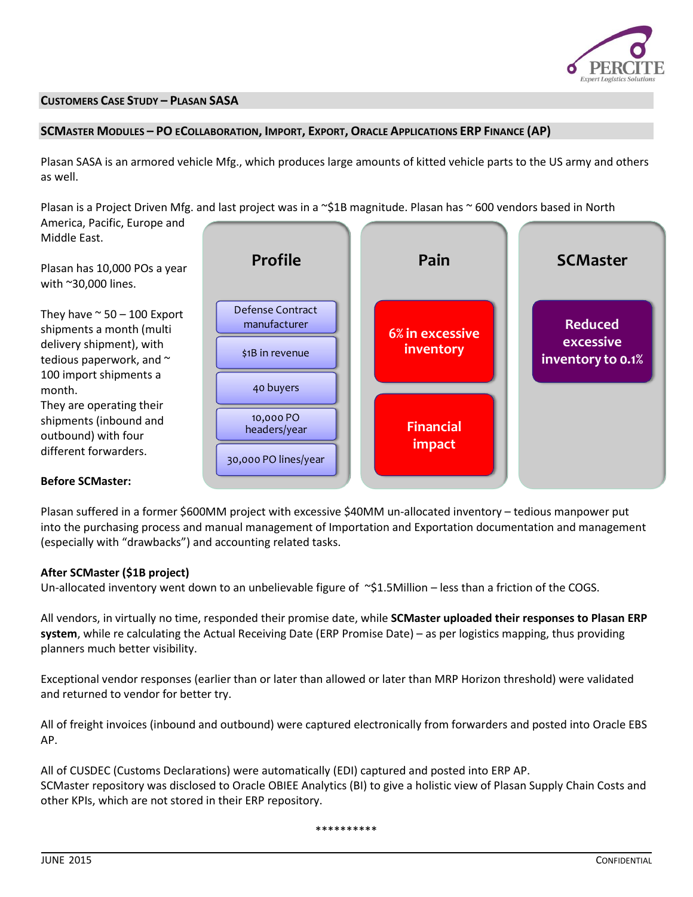## Customers Case Study – Plasan SASA

## SCMaster Modules – PO eCollaboration, Import, Export, Oracle Applications ERP Finance (AP)

Plasan SASA is an armored vehicle Mfg., which produces large amounts of kitted vehicle parts to the US army and others as well.

Plasan is a Project Driven Mfg. and last project was in a ~$1B magnitude. Plasan has ~ 600 vendors based in North America, Pacific, Europe and Middle East.

Plasan has 10,000 POs a year with ~30,000 lines.

They have ~ 50 – 100 Export shipments a month (multi delivery shipment), with tedious paperwork, and ~ 100 import shipments a month.
They are operating their shipments (inbound and outbound) with four different forwarders.

Profile

Defense Contract manufacturer

$1B in revenue

40 buyers

10,000 PO headers/year

30,000 PO lines/year

Pain

6% in excessive inventory

Financial impact

SCMaster

Reduced excessive inventory to 0.1%

**Before SCMaster:**

Plasan suffered in a former $600MM project with excessive $40MM un-allocated inventory – tedious manpower put into the purchasing process and manual management of Importation and Exportation documentation and management (especially with "drawbacks") and accounting related tasks.

**After SCMaster ($1B project)**

Un-allocated inventory went down to an unbelievable figure of ~$1.5Million – less than a friction of the COGS.

All vendors, in virtually no time, responded their promise date, while **SCMaster uploaded their responses to Plasan ERP system**, while re calculating the Actual Receiving Date (ERP Promise Date) – as per logistics mapping, thus providing planners much better visibility.

Exceptional vendor responses (earlier than or later than allowed or later than MRP Horizon threshold) were validated and returned to vendor for better try.

All of freight invoices (inbound and outbound) were captured electronically from forwarders and posted into Oracle EBS AP.

All of CUSDEC (Customs Declarations) were automatically (EDI) captured and posted into ERP AP.
SCMaster repository was disclosed to Oracle OBIEE Analytics (BI) to give a holistic view of Plasan Supply Chain Costs and other KPIs, which are not stored in their ERP repository.

**********